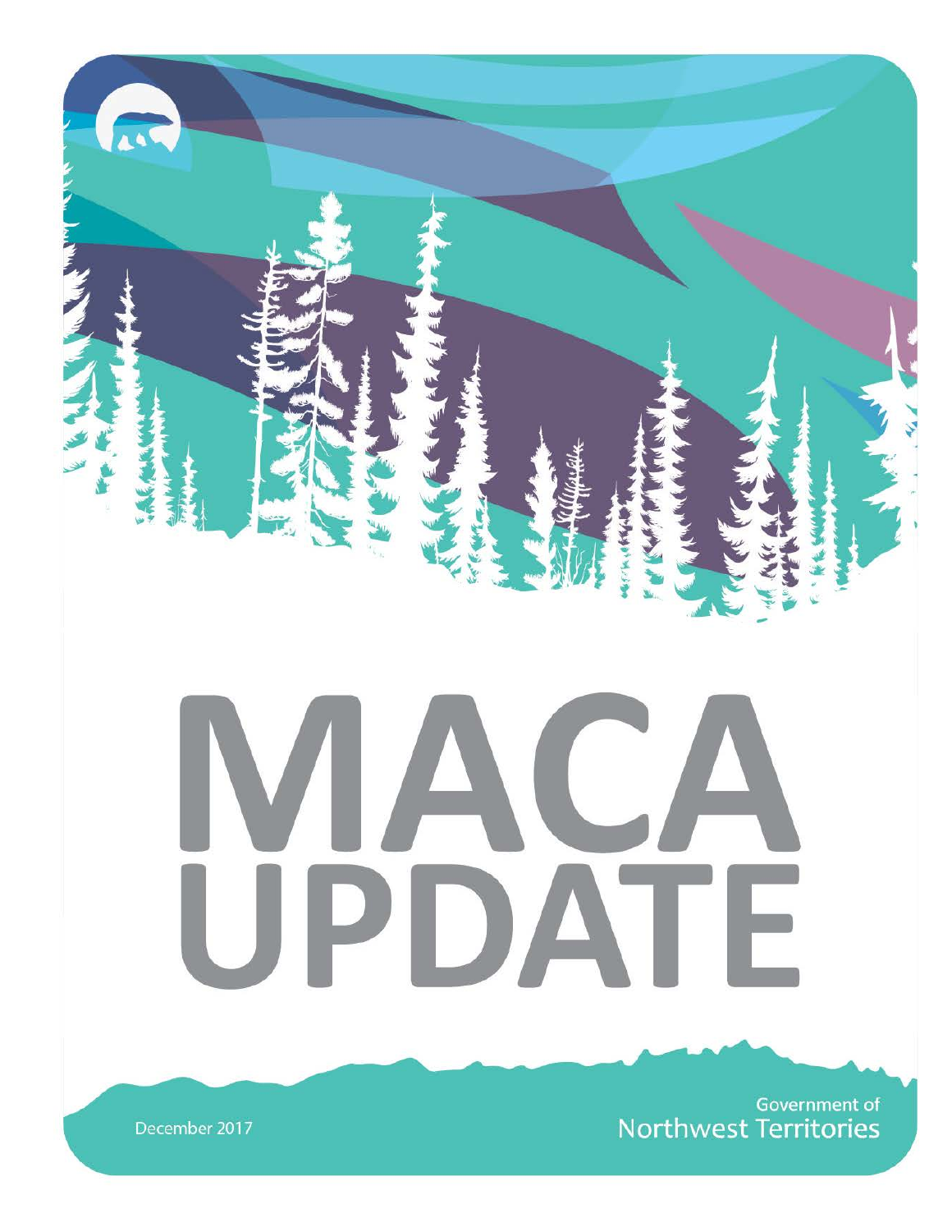# MACA UPDATE

December 2017

Government of Northwest Territories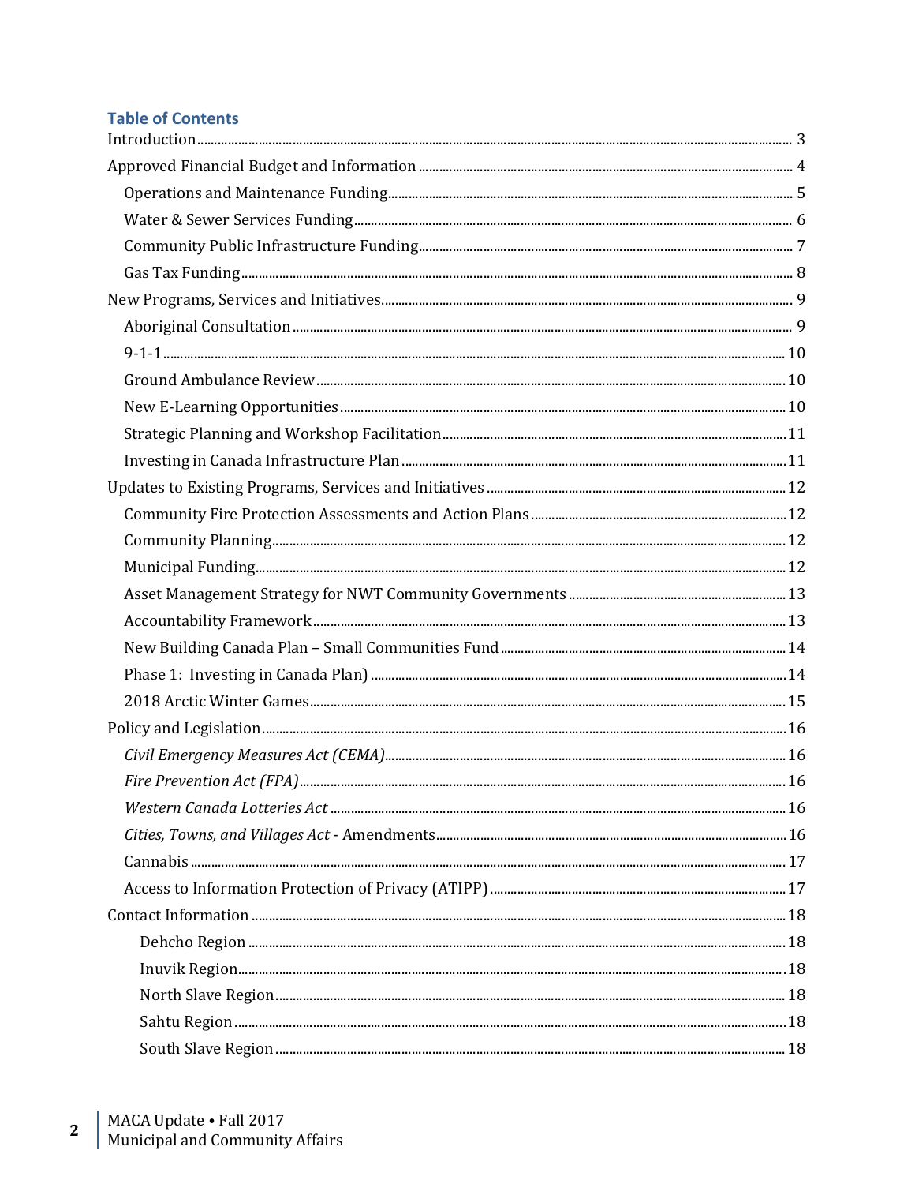## Table of Contents

- Introduction ... 3
- Approved Financial Budget and Information ... 4
  - Operations and Maintenance Funding ... 5
  - Water & Sewer Services Funding ... 6
  - Community Public Infrastructure Funding ... 7
  - Gas Tax Funding ... 8
- New Programs, Services and Initiatives ... 9
  - Aboriginal Consultation ... 9
  - 9-1-1 ... 10
  - Ground Ambulance Review ... 10
  - New E-Learning Opportunities ... 10
  - Strategic Planning and Workshop Facilitation ... 11
  - Investing in Canada Infrastructure Plan ... 11
- Updates to Existing Programs, Services and Initiatives ... 12
  - Community Fire Protection Assessments and Action Plans ... 12
  - Community Planning ... 12
  - Municipal Funding ... 12
  - Asset Management Strategy for NWT Community Governments ... 13
  - Accountability Framework ... 13
  - New Building Canada Plan – Small Communities Fund ... 14
  - Phase 1: Investing in Canada Plan) ... 14
  - 2018 Arctic Winter Games ... 15
- Policy and Legislation ... 16
  - *Civil Emergency Measures Act (CEMA)* ... 16
  - *Fire Prevention Act (FPA)* ... 16
  - *Western Canada Lotteries Act* ... 16
  - *Cities, Towns, and Villages Act* - Amendments ... 16
  - Cannabis ... 17
  - Access to Information Protection of Privacy (ATIPP) ... 17
- Contact Information ... 18
  - Dehcho Region ... 18
  - Inuvik Region ... 18
  - North Slave Region ... 18
  - Sahtu Region ... 18
  - South Slave Region ... 18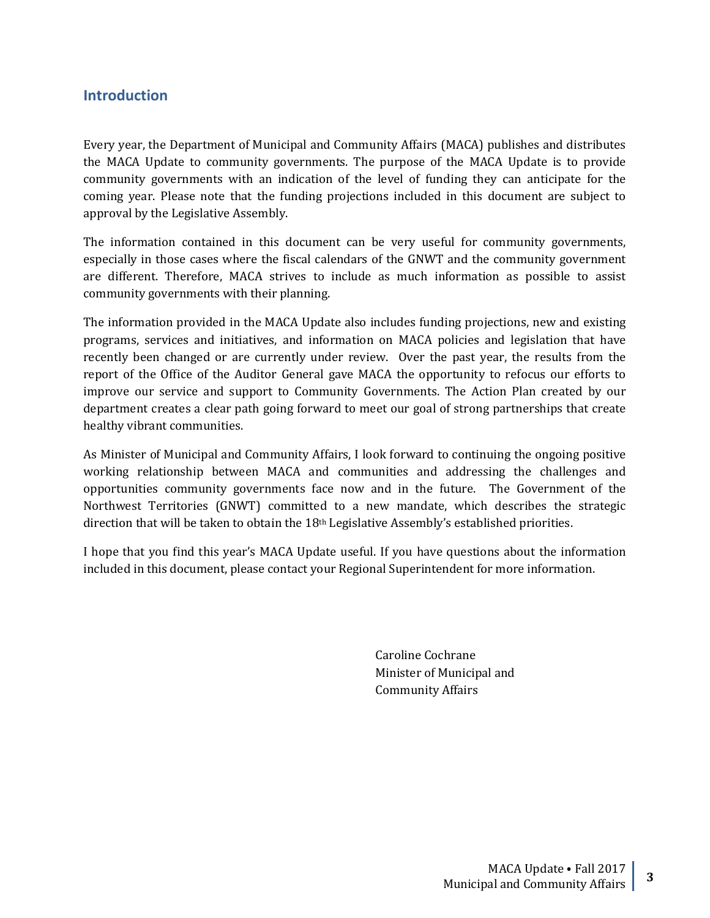## Introduction

Every year, the Department of Municipal and Community Affairs (MACA) publishes and distributes the MACA Update to community governments. The purpose of the MACA Update is to provide community governments with an indication of the level of funding they can anticipate for the coming year. Please note that the funding projections included in this document are subject to approval by the Legislative Assembly.

The information contained in this document can be very useful for community governments, especially in those cases where the fiscal calendars of the GNWT and the community government are different. Therefore, MACA strives to include as much information as possible to assist community governments with their planning.

The information provided in the MACA Update also includes funding projections, new and existing programs, services and initiatives, and information on MACA policies and legislation that have recently been changed or are currently under review. Over the past year, the results from the report of the Office of the Auditor General gave MACA the opportunity to refocus our efforts to improve our service and support to Community Governments. The Action Plan created by our department creates a clear path going forward to meet our goal of strong partnerships that create healthy vibrant communities.

As Minister of Municipal and Community Affairs, I look forward to continuing the ongoing positive working relationship between MACA and communities and addressing the challenges and opportunities community governments face now and in the future. The Government of the Northwest Territories (GNWT) committed to a new mandate, which describes the strategic direction that will be taken to obtain the 18th Legislative Assembly's established priorities.

I hope that you find this year's MACA Update useful. If you have questions about the information included in this document, please contact your Regional Superintendent for more information.

Caroline Cochrane
Minister of Municipal and
Community Affairs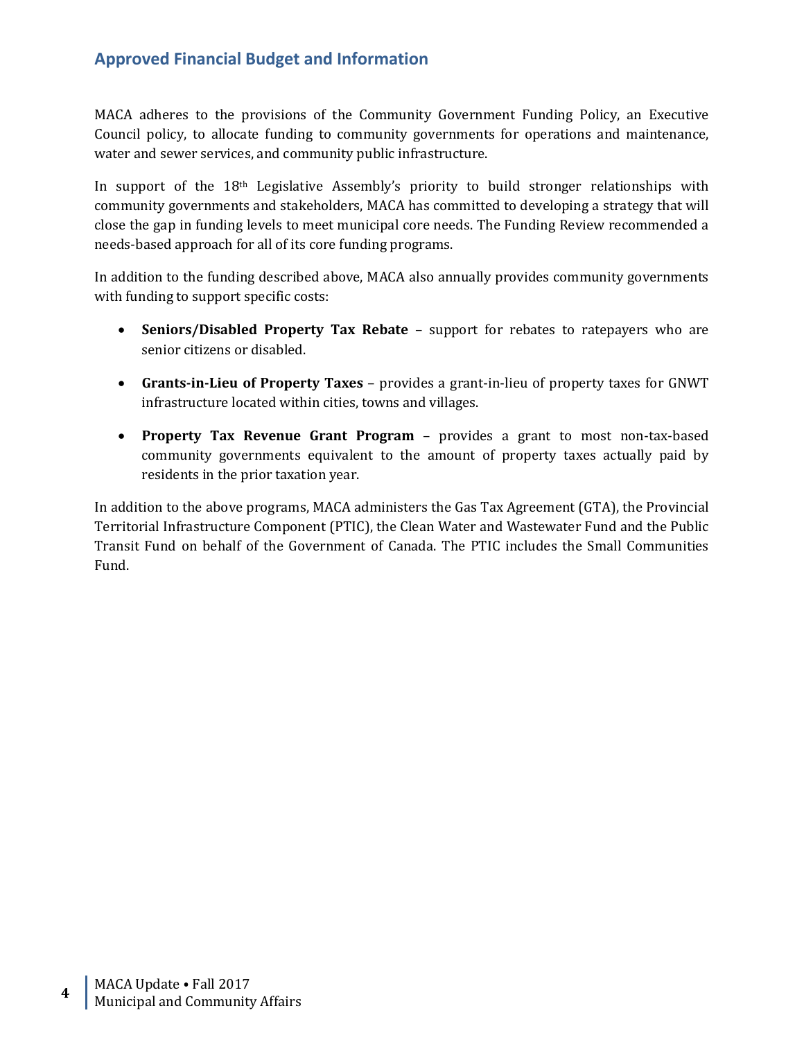## Approved Financial Budget and Information

MACA adheres to the provisions of the Community Government Funding Policy, an Executive Council policy, to allocate funding to community governments for operations and maintenance, water and sewer services, and community public infrastructure.

In support of the 18th Legislative Assembly's priority to build stronger relationships with community governments and stakeholders, MACA has committed to developing a strategy that will close the gap in funding levels to meet municipal core needs. The Funding Review recommended a needs-based approach for all of its core funding programs.

In addition to the funding described above, MACA also annually provides community governments with funding to support specific costs:

- **Seniors/Disabled Property Tax Rebate** – support for rebates to ratepayers who are senior citizens or disabled.
- **Grants-in-Lieu of Property Taxes** – provides a grant-in-lieu of property taxes for GNWT infrastructure located within cities, towns and villages.
- **Property Tax Revenue Grant Program** – provides a grant to most non-tax-based community governments equivalent to the amount of property taxes actually paid by residents in the prior taxation year.

In addition to the above programs, MACA administers the Gas Tax Agreement (GTA), the Provincial Territorial Infrastructure Component (PTIC), the Clean Water and Wastewater Fund and the Public Transit Fund on behalf of the Government of Canada. The PTIC includes the Small Communities Fund.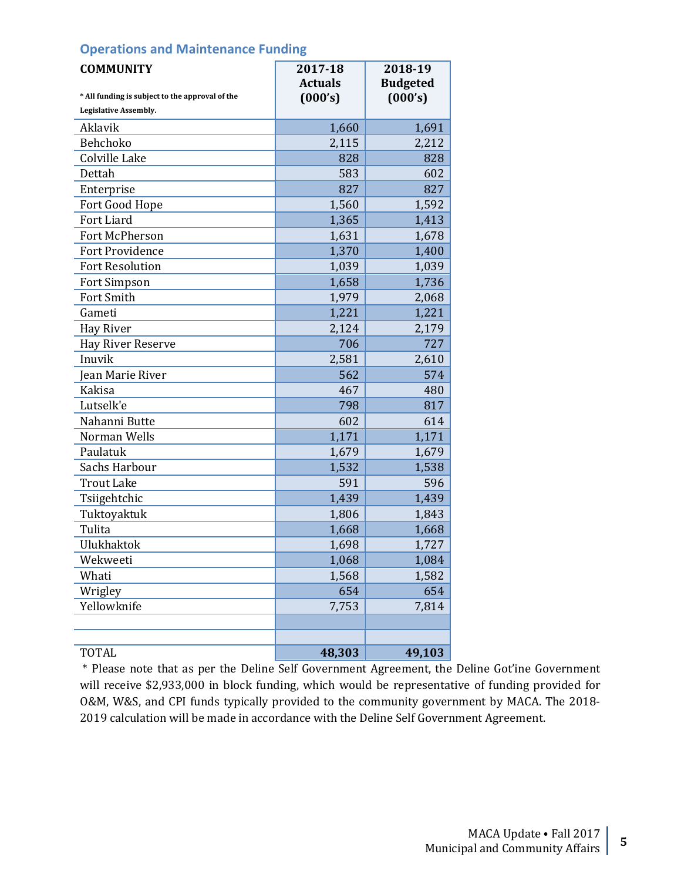## Operations and Maintenance Funding

| COMMUNITY<br>* All funding is subject to the approval of the Legislative Assembly. | 2017-18 Actuals (000's) | 2018-19 Budgeted (000's) |
|---|---|---|
| Aklavik | 1,660 | 1,691 |
| Behchoko | 2,115 | 2,212 |
| Colville Lake | 828 | 828 |
| Dettah | 583 | 602 |
| Enterprise | 827 | 827 |
| Fort Good Hope | 1,560 | 1,592 |
| Fort Liard | 1,365 | 1,413 |
| Fort McPherson | 1,631 | 1,678 |
| Fort Providence | 1,370 | 1,400 |
| Fort Resolution | 1,039 | 1,039 |
| Fort Simpson | 1,658 | 1,736 |
| Fort Smith | 1,979 | 2,068 |
| Gameti | 1,221 | 1,221 |
| Hay River | 2,124 | 2,179 |
| Hay River Reserve | 706 | 727 |
| Inuvik | 2,581 | 2,610 |
| Jean Marie River | 562 | 574 |
| Kakisa | 467 | 480 |
| Lutselk'e | 798 | 817 |
| Nahanni Butte | 602 | 614 |
| Norman Wells | 1,171 | 1,171 |
| Paulatuk | 1,679 | 1,679 |
| Sachs Harbour | 1,532 | 1,538 |
| Trout Lake | 591 | 596 |
| Tsiigehtchic | 1,439 | 1,439 |
| Tuktoyaktuk | 1,806 | 1,843 |
| Tulita | 1,668 | 1,668 |
| Ulukhaktok | 1,698 | 1,727 |
| Wekweeti | 1,068 | 1,084 |
| Whati | 1,568 | 1,582 |
| Wrigley | 654 | 654 |
| Yellowknife | 7,753 | 7,814 |
| | | |
| | | |
| TOTAL | **48,303** | **49,103** |

* Please note that as per the Deline Self Government Agreement, the Deline Got'ine Government will receive $2,933,000 in block funding, which would be representative of funding provided for O&M, W&S, and CPI funds typically provided to the community government by MACA. The 2018-2019 calculation will be made in accordance with the Deline Self Government Agreement.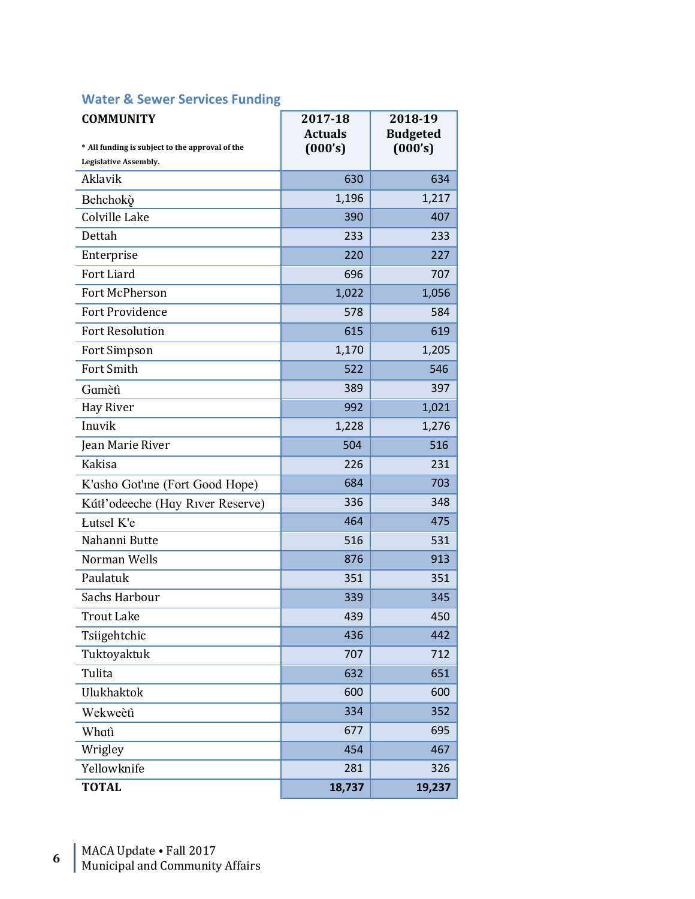## Water & Sewer Services Funding

| COMMUNITY<br>* All funding is subject to the approval of the Legislative Assembly. | 2017-18 Actuals (000's) | 2018-19 Budgeted (000's) |
|---|---|---|
| Aklavik | 630 | 634 |
| Behchokǫ̀ | 1,196 | 1,217 |
| Colville Lake | 390 | 407 |
| Dettah | 233 | 233 |
| Enterprise | 220 | 227 |
| Fort Liard | 696 | 707 |
| Fort McPherson | 1,022 | 1,056 |
| Fort Providence | 578 | 584 |
| Fort Resolution | 615 | 619 |
| Fort Simpson | 1,170 | 1,205 |
| Fort Smith | 522 | 546 |
| Gamètì | 389 | 397 |
| Hay River | 992 | 1,021 |
| Inuvik | 1,228 | 1,276 |
| Jean Marie River | 504 | 516 |
| Kakisa | 226 | 231 |
| K'asho Got'ıne (Fort Good Hope) | 684 | 703 |
| Kátł'odeeche (Hay River Reserve) | 336 | 348 |
| Łutsel K'e | 464 | 475 |
| Nahanni Butte | 516 | 531 |
| Norman Wells | 876 | 913 |
| Paulatuk | 351 | 351 |
| Sachs Harbour | 339 | 345 |
| Trout Lake | 439 | 450 |
| Tsiigehtchic | 436 | 442 |
| Tuktoyaktuk | 707 | 712 |
| Tulita | 632 | 651 |
| Ulukhaktok | 600 | 600 |
| Wekweètì | 334 | 352 |
| Whatì | 677 | 695 |
| Wrigley | 454 | 467 |
| Yellowknife | 281 | 326 |
| **TOTAL** | **18,737** | **19,237** |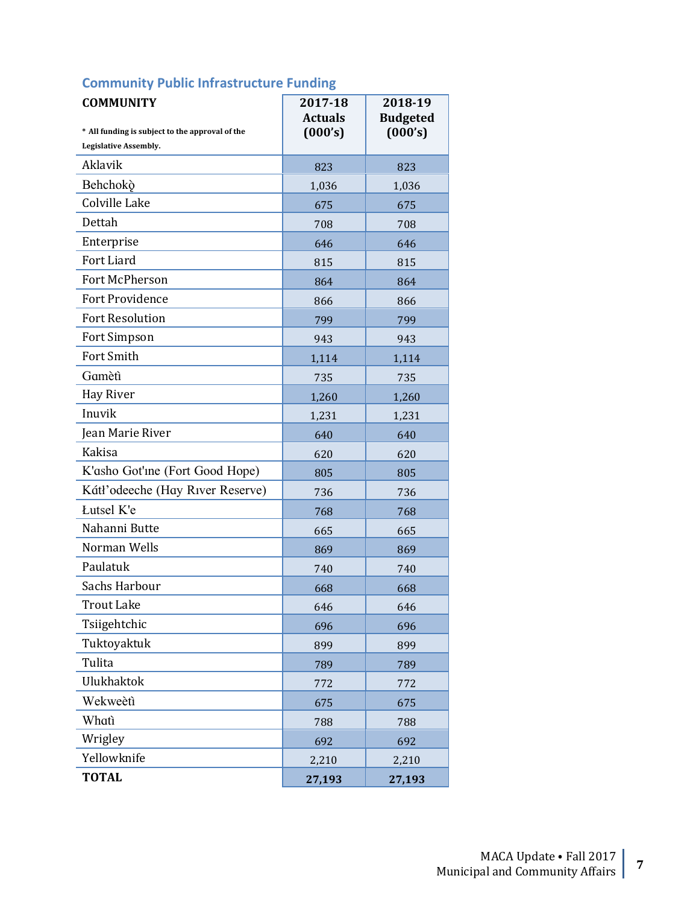## Community Public Infrastructure Funding

| COMMUNITY<br>* All funding is subject to the approval of the Legislative Assembly. | 2017-18 Actuals (000's) | 2018-19 Budgeted (000's) |
|---|---|---|
| Aklavik | 823 | 823 |
| Behchokǫ̀ | 1,036 | 1,036 |
| Colville Lake | 675 | 675 |
| Dettah | 708 | 708 |
| Enterprise | 646 | 646 |
| Fort Liard | 815 | 815 |
| Fort McPherson | 864 | 864 |
| Fort Providence | 866 | 866 |
| Fort Resolution | 799 | 799 |
| Fort Simpson | 943 | 943 |
| Fort Smith | 1,114 | 1,114 |
| Gamètì | 735 | 735 |
| Hay River | 1,260 | 1,260 |
| Inuvik | 1,231 | 1,231 |
| Jean Marie River | 640 | 640 |
| Kakisa | 620 | 620 |
| K'asho Got'ıne (Fort Good Hope) | 805 | 805 |
| Kátł'odeeche (Hay Rıver Reserve) | 736 | 736 |
| Łutsel K'e | 768 | 768 |
| Nahanni Butte | 665 | 665 |
| Norman Wells | 869 | 869 |
| Paulatuk | 740 | 740 |
| Sachs Harbour | 668 | 668 |
| Trout Lake | 646 | 646 |
| Tsiigehtchic | 696 | 696 |
| Tuktoyaktuk | 899 | 899 |
| Tulita | 789 | 789 |
| Ulukhaktok | 772 | 772 |
| Wekweètì | 675 | 675 |
| Whatì | 788 | 788 |
| Wrigley | 692 | 692 |
| Yellowknife | 2,210 | 2,210 |
| **TOTAL** | **27,193** | **27,193** |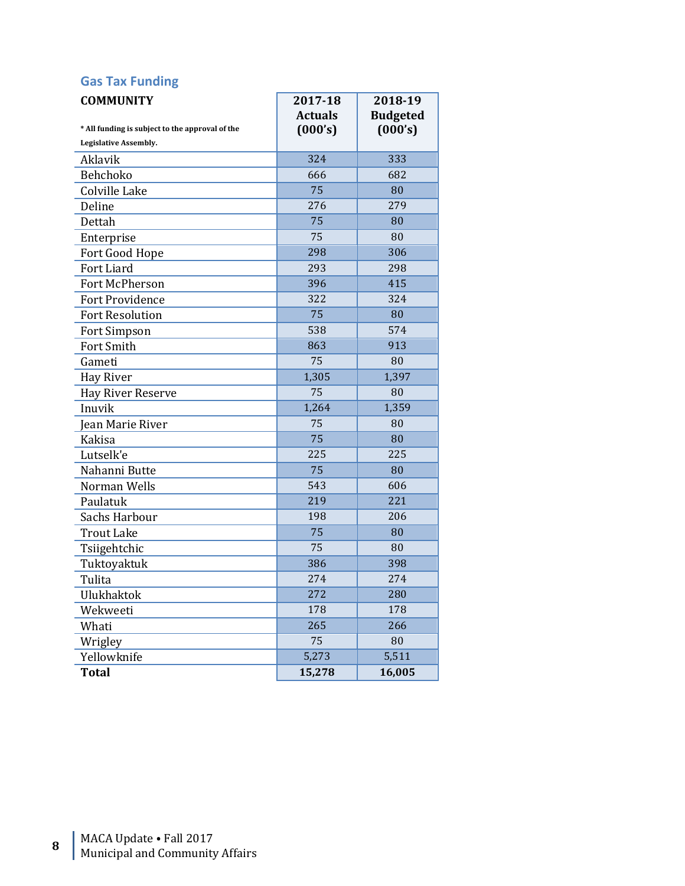## Gas Tax Funding

| COMMUNITY<br><br>* All funding is subject to the approval of the Legislative Assembly. | 2017-18 Actuals (000's) | 2018-19 Budgeted (000's) |
|---|---|---|
| Aklavik | 324 | 333 |
| Behchoko | 666 | 682 |
| Colville Lake | 75 | 80 |
| Deline | 276 | 279 |
| Dettah | 75 | 80 |
| Enterprise | 75 | 80 |
| Fort Good Hope | 298 | 306 |
| Fort Liard | 293 | 298 |
| Fort McPherson | 396 | 415 |
| Fort Providence | 322 | 324 |
| Fort Resolution | 75 | 80 |
| Fort Simpson | 538 | 574 |
| Fort Smith | 863 | 913 |
| Gameti | 75 | 80 |
| Hay River | 1,305 | 1,397 |
| Hay River Reserve | 75 | 80 |
| Inuvik | 1,264 | 1,359 |
| Jean Marie River | 75 | 80 |
| Kakisa | 75 | 80 |
| Lutselk'e | 225 | 225 |
| Nahanni Butte | 75 | 80 |
| Norman Wells | 543 | 606 |
| Paulatuk | 219 | 221 |
| Sachs Harbour | 198 | 206 |
| Trout Lake | 75 | 80 |
| Tsiigehtchic | 75 | 80 |
| Tuktoyaktuk | 386 | 398 |
| Tulita | 274 | 274 |
| Ulukhaktok | 272 | 280 |
| Wekweeti | 178 | 178 |
| Whati | 265 | 266 |
| Wrigley | 75 | 80 |
| Yellowknife | 5,273 | 5,511 |
| **Total** | **15,278** | **16,005** |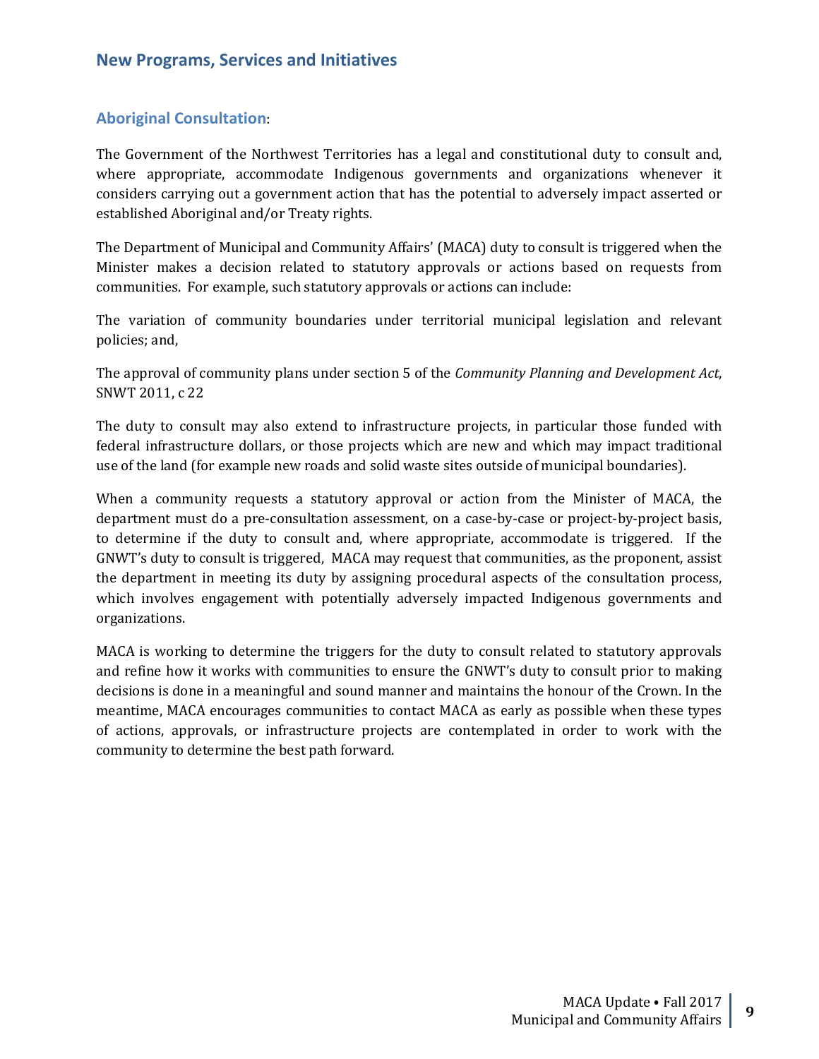## New Programs, Services and Initiatives

### Aboriginal Consultation:

The Government of the Northwest Territories has a legal and constitutional duty to consult and, where appropriate, accommodate Indigenous governments and organizations whenever it considers carrying out a government action that has the potential to adversely impact asserted or established Aboriginal and/or Treaty rights.

The Department of Municipal and Community Affairs' (MACA) duty to consult is triggered when the Minister makes a decision related to statutory approvals or actions based on requests from communities. For example, such statutory approvals or actions can include:

The variation of community boundaries under territorial municipal legislation and relevant policies; and,

The approval of community plans under section 5 of the *Community Planning and Development Act*, SNWT 2011, c 22

The duty to consult may also extend to infrastructure projects, in particular those funded with federal infrastructure dollars, or those projects which are new and which may impact traditional use of the land (for example new roads and solid waste sites outside of municipal boundaries).

When a community requests a statutory approval or action from the Minister of MACA, the department must do a pre-consultation assessment, on a case-by-case or project-by-project basis, to determine if the duty to consult and, where appropriate, accommodate is triggered. If the GNWT's duty to consult is triggered, MACA may request that communities, as the proponent, assist the department in meeting its duty by assigning procedural aspects of the consultation process, which involves engagement with potentially adversely impacted Indigenous governments and organizations.

MACA is working to determine the triggers for the duty to consult related to statutory approvals and refine how it works with communities to ensure the GNWT's duty to consult prior to making decisions is done in a meaningful and sound manner and maintains the honour of the Crown. In the meantime, MACA encourages communities to contact MACA as early as possible when these types of actions, approvals, or infrastructure projects are contemplated in order to work with the community to determine the best path forward.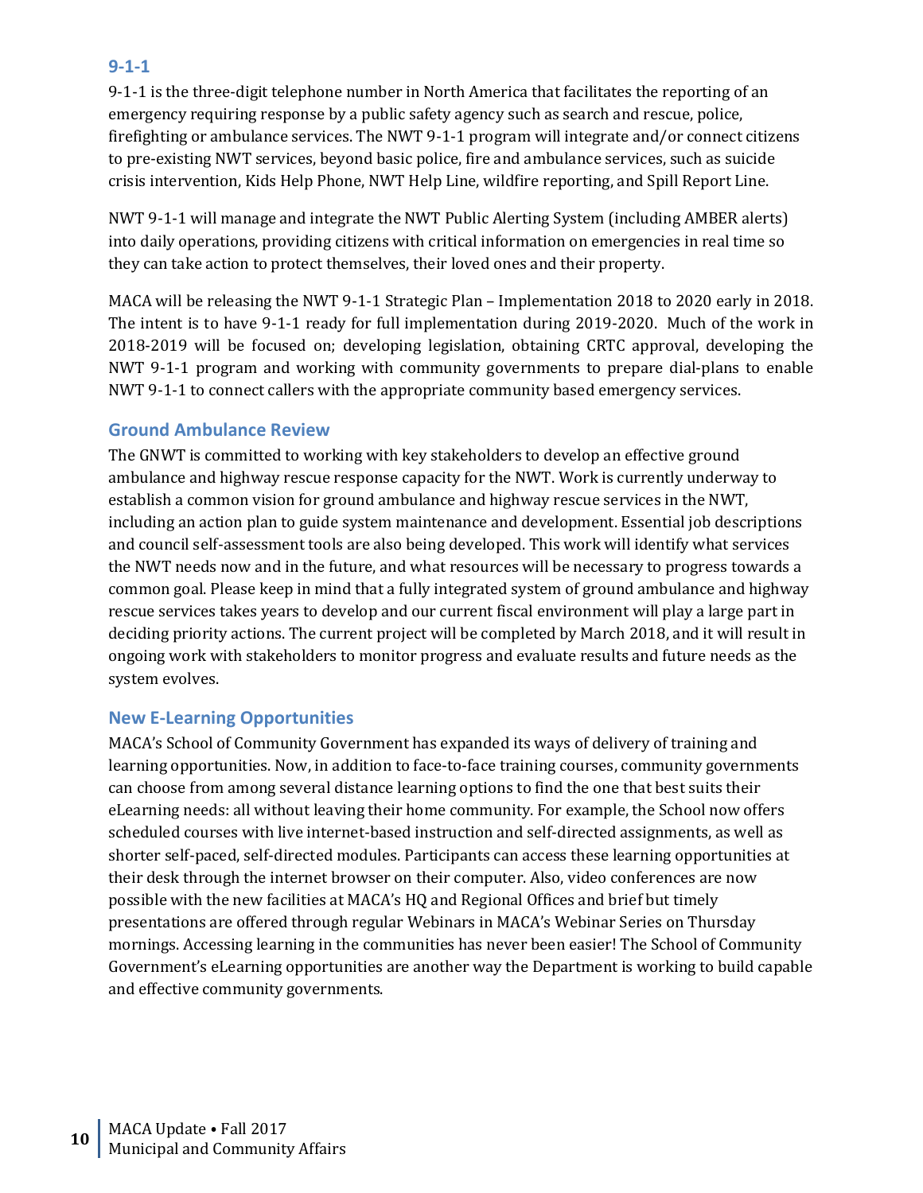## 9-1-1

9-1-1 is the three-digit telephone number in North America that facilitates the reporting of an emergency requiring response by a public safety agency such as search and rescue, police, firefighting or ambulance services. The NWT 9-1-1 program will integrate and/or connect citizens to pre-existing NWT services, beyond basic police, fire and ambulance services, such as suicide crisis intervention, Kids Help Phone, NWT Help Line, wildfire reporting, and Spill Report Line.

NWT 9-1-1 will manage and integrate the NWT Public Alerting System (including AMBER alerts) into daily operations, providing citizens with critical information on emergencies in real time so they can take action to protect themselves, their loved ones and their property.

MACA will be releasing the NWT 9-1-1 Strategic Plan – Implementation 2018 to 2020 early in 2018. The intent is to have 9-1-1 ready for full implementation during 2019-2020. Much of the work in 2018-2019 will be focused on; developing legislation, obtaining CRTC approval, developing the NWT 9-1-1 program and working with community governments to prepare dial-plans to enable NWT 9-1-1 to connect callers with the appropriate community based emergency services.

## Ground Ambulance Review

The GNWT is committed to working with key stakeholders to develop an effective ground ambulance and highway rescue response capacity for the NWT. Work is currently underway to establish a common vision for ground ambulance and highway rescue services in the NWT, including an action plan to guide system maintenance and development. Essential job descriptions and council self-assessment tools are also being developed. This work will identify what services the NWT needs now and in the future, and what resources will be necessary to progress towards a common goal. Please keep in mind that a fully integrated system of ground ambulance and highway rescue services takes years to develop and our current fiscal environment will play a large part in deciding priority actions. The current project will be completed by March 2018, and it will result in ongoing work with stakeholders to monitor progress and evaluate results and future needs as the system evolves.

## New E-Learning Opportunities

MACA's School of Community Government has expanded its ways of delivery of training and learning opportunities. Now, in addition to face-to-face training courses, community governments can choose from among several distance learning options to find the one that best suits their eLearning needs: all without leaving their home community. For example, the School now offers scheduled courses with live internet-based instruction and self-directed assignments, as well as shorter self-paced, self-directed modules. Participants can access these learning opportunities at their desk through the internet browser on their computer. Also, video conferences are now possible with the new facilities at MACA's HQ and Regional Offices and brief but timely presentations are offered through regular Webinars in MACA's Webinar Series on Thursday mornings. Accessing learning in the communities has never been easier! The School of Community Government's eLearning opportunities are another way the Department is working to build capable and effective community governments.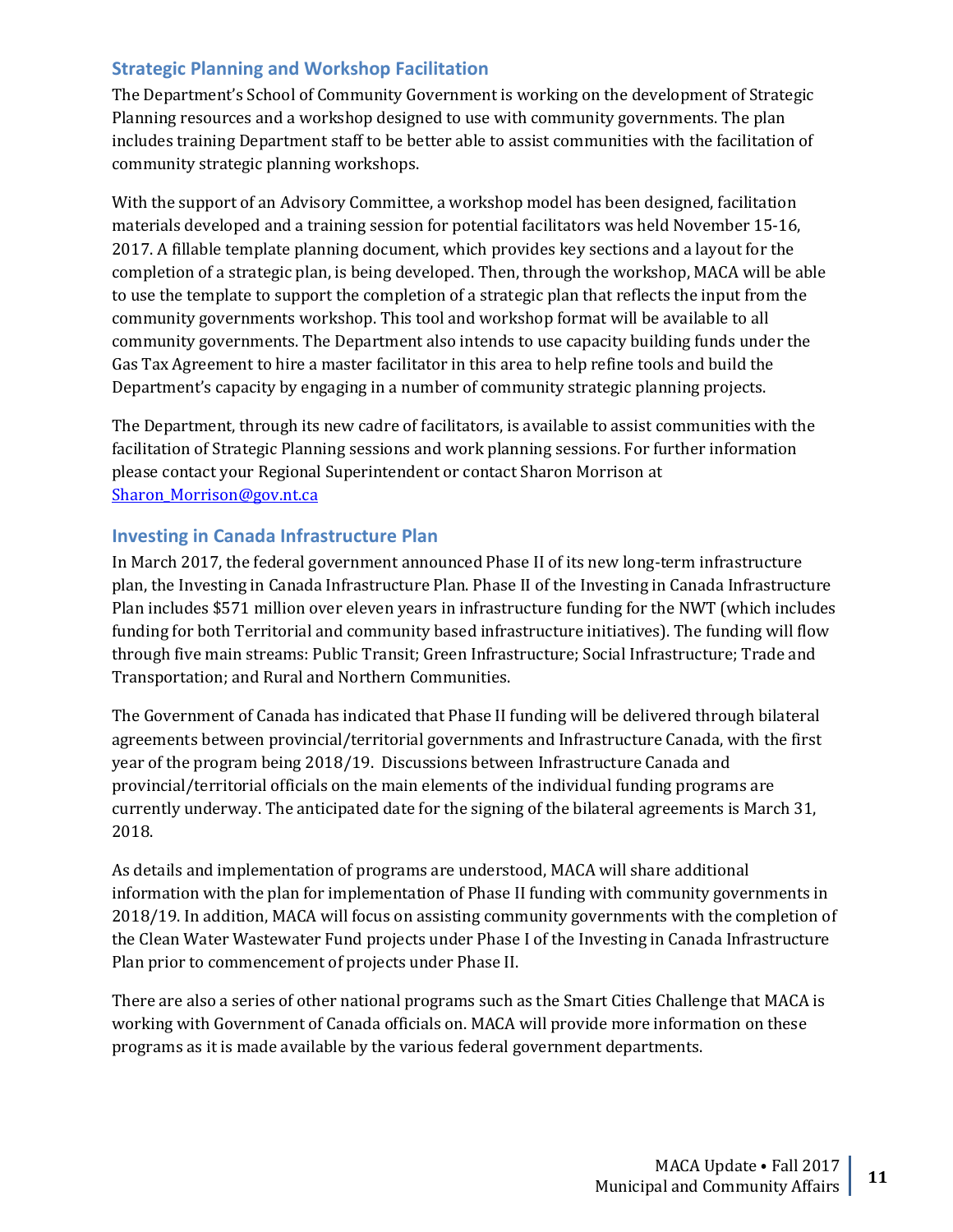## Strategic Planning and Workshop Facilitation

The Department's School of Community Government is working on the development of Strategic Planning resources and a workshop designed to use with community governments. The plan includes training Department staff to be better able to assist communities with the facilitation of community strategic planning workshops.

With the support of an Advisory Committee, a workshop model has been designed, facilitation materials developed and a training session for potential facilitators was held November 15-16, 2017. A fillable template planning document, which provides key sections and a layout for the completion of a strategic plan, is being developed. Then, through the workshop, MACA will be able to use the template to support the completion of a strategic plan that reflects the input from the community governments workshop. This tool and workshop format will be available to all community governments. The Department also intends to use capacity building funds under the Gas Tax Agreement to hire a master facilitator in this area to help refine tools and build the Department's capacity by engaging in a number of community strategic planning projects.

The Department, through its new cadre of facilitators, is available to assist communities with the facilitation of Strategic Planning sessions and work planning sessions. For further information please contact your Regional Superintendent or contact Sharon Morrison at Sharon_Morrison@gov.nt.ca

## Investing in Canada Infrastructure Plan

In March 2017, the federal government announced Phase II of its new long-term infrastructure plan, the Investing in Canada Infrastructure Plan. Phase II of the Investing in Canada Infrastructure Plan includes $571 million over eleven years in infrastructure funding for the NWT (which includes funding for both Territorial and community based infrastructure initiatives). The funding will flow through five main streams: Public Transit; Green Infrastructure; Social Infrastructure; Trade and Transportation; and Rural and Northern Communities.

The Government of Canada has indicated that Phase II funding will be delivered through bilateral agreements between provincial/territorial governments and Infrastructure Canada, with the first year of the program being 2018/19. Discussions between Infrastructure Canada and provincial/territorial officials on the main elements of the individual funding programs are currently underway. The anticipated date for the signing of the bilateral agreements is March 31, 2018.

As details and implementation of programs are understood, MACA will share additional information with the plan for implementation of Phase II funding with community governments in 2018/19. In addition, MACA will focus on assisting community governments with the completion of the Clean Water Wastewater Fund projects under Phase I of the Investing in Canada Infrastructure Plan prior to commencement of projects under Phase II.

There are also a series of other national programs such as the Smart Cities Challenge that MACA is working with Government of Canada officials on. MACA will provide more information on these programs as it is made available by the various federal government departments.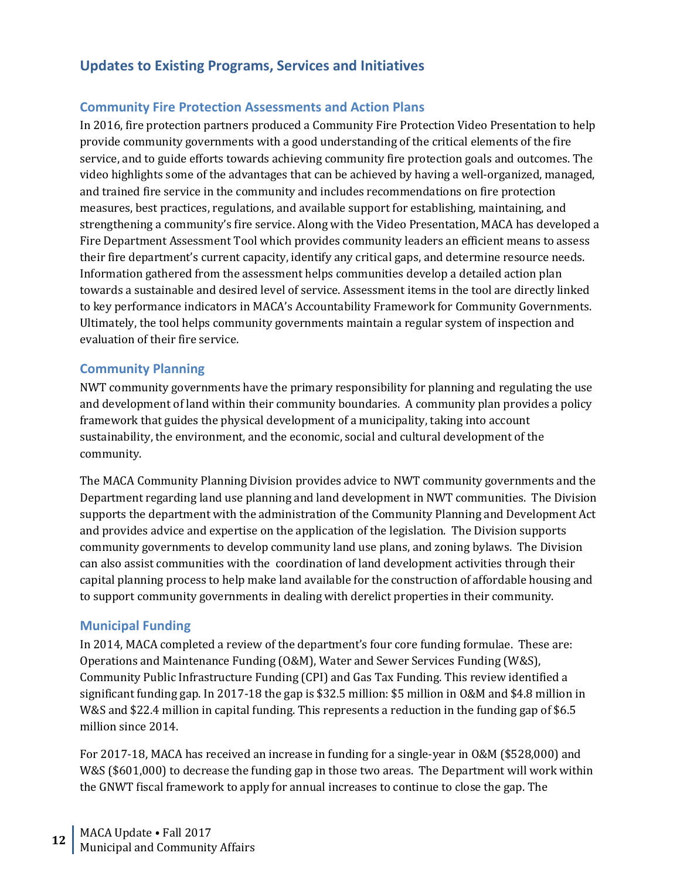## Updates to Existing Programs, Services and Initiatives

### Community Fire Protection Assessments and Action Plans

In 2016, fire protection partners produced a Community Fire Protection Video Presentation to help provide community governments with a good understanding of the critical elements of the fire service, and to guide efforts towards achieving community fire protection goals and outcomes. The video highlights some of the advantages that can be achieved by having a well-organized, managed, and trained fire service in the community and includes recommendations on fire protection measures, best practices, regulations, and available support for establishing, maintaining, and strengthening a community's fire service. Along with the Video Presentation, MACA has developed a Fire Department Assessment Tool which provides community leaders an efficient means to assess their fire department's current capacity, identify any critical gaps, and determine resource needs. Information gathered from the assessment helps communities develop a detailed action plan towards a sustainable and desired level of service. Assessment items in the tool are directly linked to key performance indicators in MACA's Accountability Framework for Community Governments. Ultimately, the tool helps community governments maintain a regular system of inspection and evaluation of their fire service.

### Community Planning

NWT community governments have the primary responsibility for planning and regulating the use and development of land within their community boundaries. A community plan provides a policy framework that guides the physical development of a municipality, taking into account sustainability, the environment, and the economic, social and cultural development of the community.

The MACA Community Planning Division provides advice to NWT community governments and the Department regarding land use planning and land development in NWT communities. The Division supports the department with the administration of the Community Planning and Development Act and provides advice and expertise on the application of the legislation. The Division supports community governments to develop community land use plans, and zoning bylaws. The Division can also assist communities with the coordination of land development activities through their capital planning process to help make land available for the construction of affordable housing and to support community governments in dealing with derelict properties in their community.

### Municipal Funding

In 2014, MACA completed a review of the department's four core funding formulae. These are: Operations and Maintenance Funding (O&M), Water and Sewer Services Funding (W&S), Community Public Infrastructure Funding (CPI) and Gas Tax Funding. This review identified a significant funding gap. In 2017-18 the gap is $32.5 million: $5 million in O&M and $4.8 million in W&S and $22.4 million in capital funding. This represents a reduction in the funding gap of $6.5 million since 2014.

For 2017-18, MACA has received an increase in funding for a single-year in O&M ($528,000) and W&S ($601,000) to decrease the funding gap in those two areas. The Department will work within the GNWT fiscal framework to apply for annual increases to continue to close the gap. The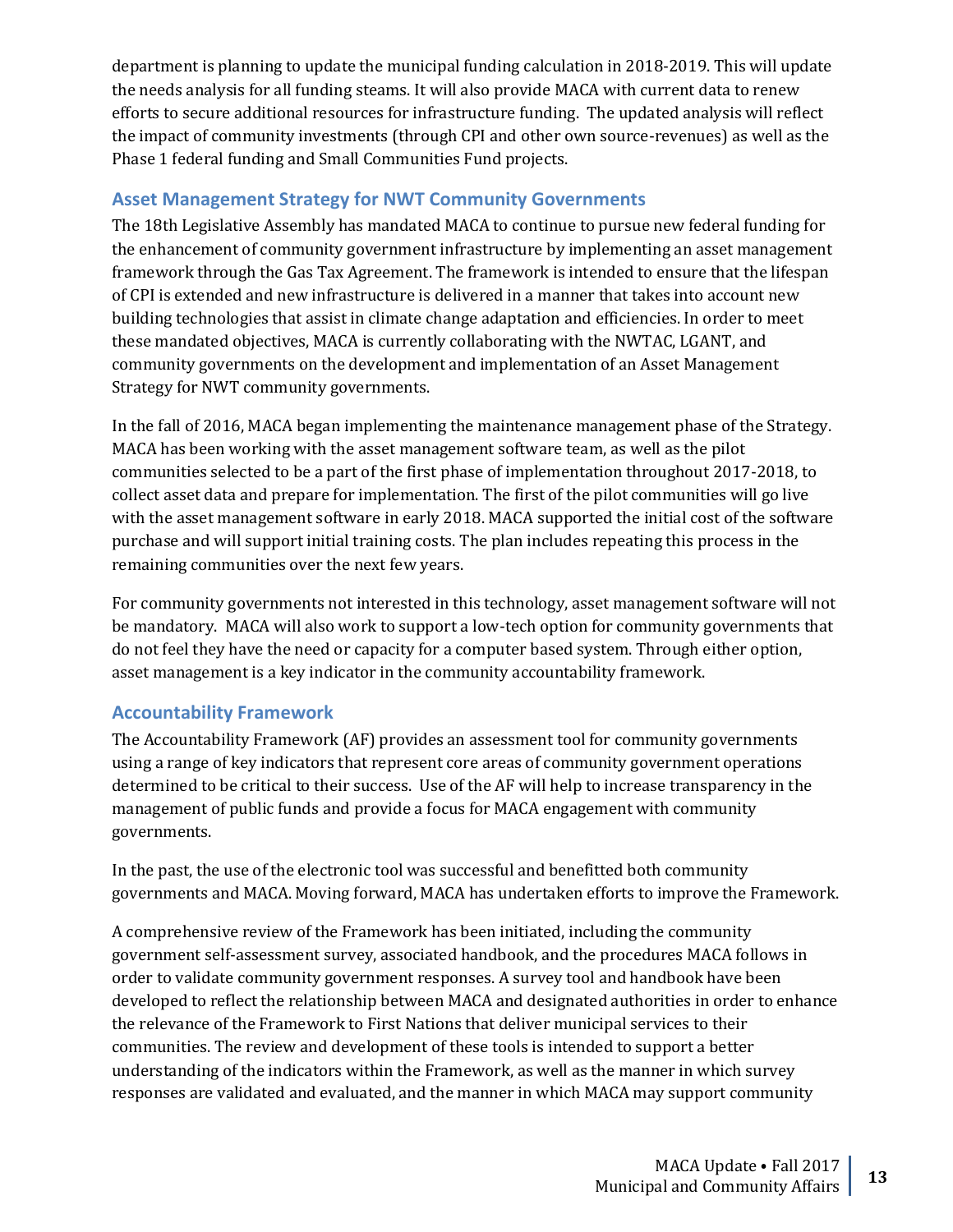department is planning to update the municipal funding calculation in 2018-2019. This will update the needs analysis for all funding steams. It will also provide MACA with current data to renew efforts to secure additional resources for infrastructure funding. The updated analysis will reflect the impact of community investments (through CPI and other own source-revenues) as well as the Phase 1 federal funding and Small Communities Fund projects.

## Asset Management Strategy for NWT Community Governments

The 18th Legislative Assembly has mandated MACA to continue to pursue new federal funding for the enhancement of community government infrastructure by implementing an asset management framework through the Gas Tax Agreement. The framework is intended to ensure that the lifespan of CPI is extended and new infrastructure is delivered in a manner that takes into account new building technologies that assist in climate change adaptation and efficiencies. In order to meet these mandated objectives, MACA is currently collaborating with the NWTAC, LGANT, and community governments on the development and implementation of an Asset Management Strategy for NWT community governments.

In the fall of 2016, MACA began implementing the maintenance management phase of the Strategy. MACA has been working with the asset management software team, as well as the pilot communities selected to be a part of the first phase of implementation throughout 2017-2018, to collect asset data and prepare for implementation. The first of the pilot communities will go live with the asset management software in early 2018. MACA supported the initial cost of the software purchase and will support initial training costs. The plan includes repeating this process in the remaining communities over the next few years.

For community governments not interested in this technology, asset management software will not be mandatory. MACA will also work to support a low-tech option for community governments that do not feel they have the need or capacity for a computer based system. Through either option, asset management is a key indicator in the community accountability framework.

## Accountability Framework

The Accountability Framework (AF) provides an assessment tool for community governments using a range of key indicators that represent core areas of community government operations determined to be critical to their success. Use of the AF will help to increase transparency in the management of public funds and provide a focus for MACA engagement with community governments.

In the past, the use of the electronic tool was successful and benefitted both community governments and MACA. Moving forward, MACA has undertaken efforts to improve the Framework.

A comprehensive review of the Framework has been initiated, including the community government self-assessment survey, associated handbook, and the procedures MACA follows in order to validate community government responses. A survey tool and handbook have been developed to reflect the relationship between MACA and designated authorities in order to enhance the relevance of the Framework to First Nations that deliver municipal services to their communities. The review and development of these tools is intended to support a better understanding of the indicators within the Framework, as well as the manner in which survey responses are validated and evaluated, and the manner in which MACA may support community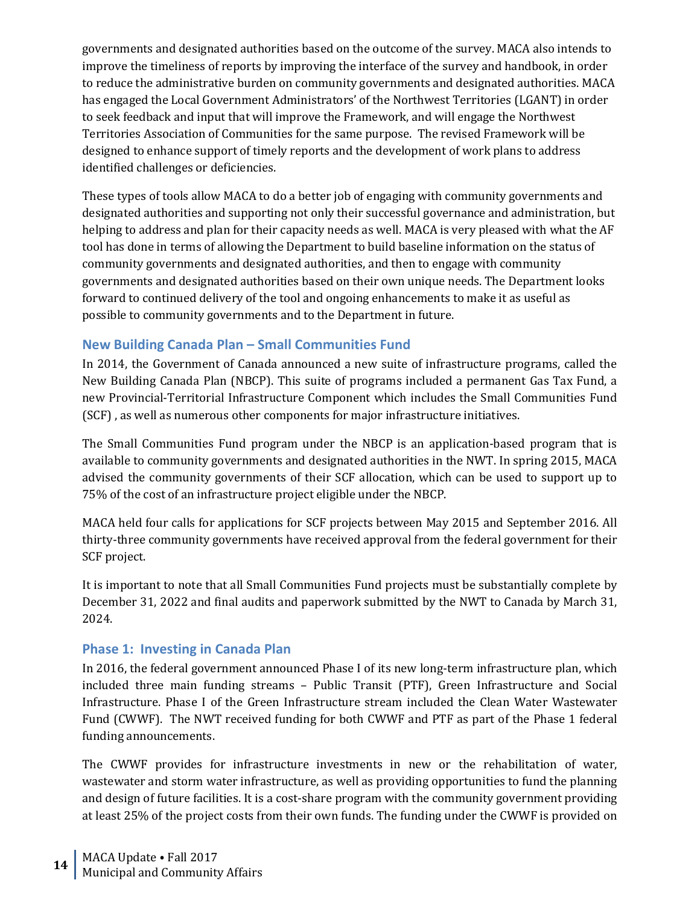governments and designated authorities based on the outcome of the survey. MACA also intends to improve the timeliness of reports by improving the interface of the survey and handbook, in order to reduce the administrative burden on community governments and designated authorities. MACA has engaged the Local Government Administrators' of the Northwest Territories (LGANT) in order to seek feedback and input that will improve the Framework, and will engage the Northwest Territories Association of Communities for the same purpose. The revised Framework will be designed to enhance support of timely reports and the development of work plans to address identified challenges or deficiencies.

These types of tools allow MACA to do a better job of engaging with community governments and designated authorities and supporting not only their successful governance and administration, but helping to address and plan for their capacity needs as well. MACA is very pleased with what the AF tool has done in terms of allowing the Department to build baseline information on the status of community governments and designated authorities, and then to engage with community governments and designated authorities based on their own unique needs. The Department looks forward to continued delivery of the tool and ongoing enhancements to make it as useful as possible to community governments and to the Department in future.

### New Building Canada Plan – Small Communities Fund

In 2014, the Government of Canada announced a new suite of infrastructure programs, called the New Building Canada Plan (NBCP). This suite of programs included a permanent Gas Tax Fund, a new Provincial-Territorial Infrastructure Component which includes the Small Communities Fund (SCF) , as well as numerous other components for major infrastructure initiatives.

The Small Communities Fund program under the NBCP is an application-based program that is available to community governments and designated authorities in the NWT. In spring 2015, MACA advised the community governments of their SCF allocation, which can be used to support up to 75% of the cost of an infrastructure project eligible under the NBCP.

MACA held four calls for applications for SCF projects between May 2015 and September 2016. All thirty-three community governments have received approval from the federal government for their SCF project.

It is important to note that all Small Communities Fund projects must be substantially complete by December 31, 2022 and final audits and paperwork submitted by the NWT to Canada by March 31, 2024.

### Phase 1: Investing in Canada Plan

In 2016, the federal government announced Phase I of its new long-term infrastructure plan, which included three main funding streams – Public Transit (PTF), Green Infrastructure and Social Infrastructure. Phase I of the Green Infrastructure stream included the Clean Water Wastewater Fund (CWWF). The NWT received funding for both CWWF and PTF as part of the Phase 1 federal funding announcements.

The CWWF provides for infrastructure investments in new or the rehabilitation of water, wastewater and storm water infrastructure, as well as providing opportunities to fund the planning and design of future facilities. It is a cost-share program with the community government providing at least 25% of the project costs from their own funds. The funding under the CWWF is provided on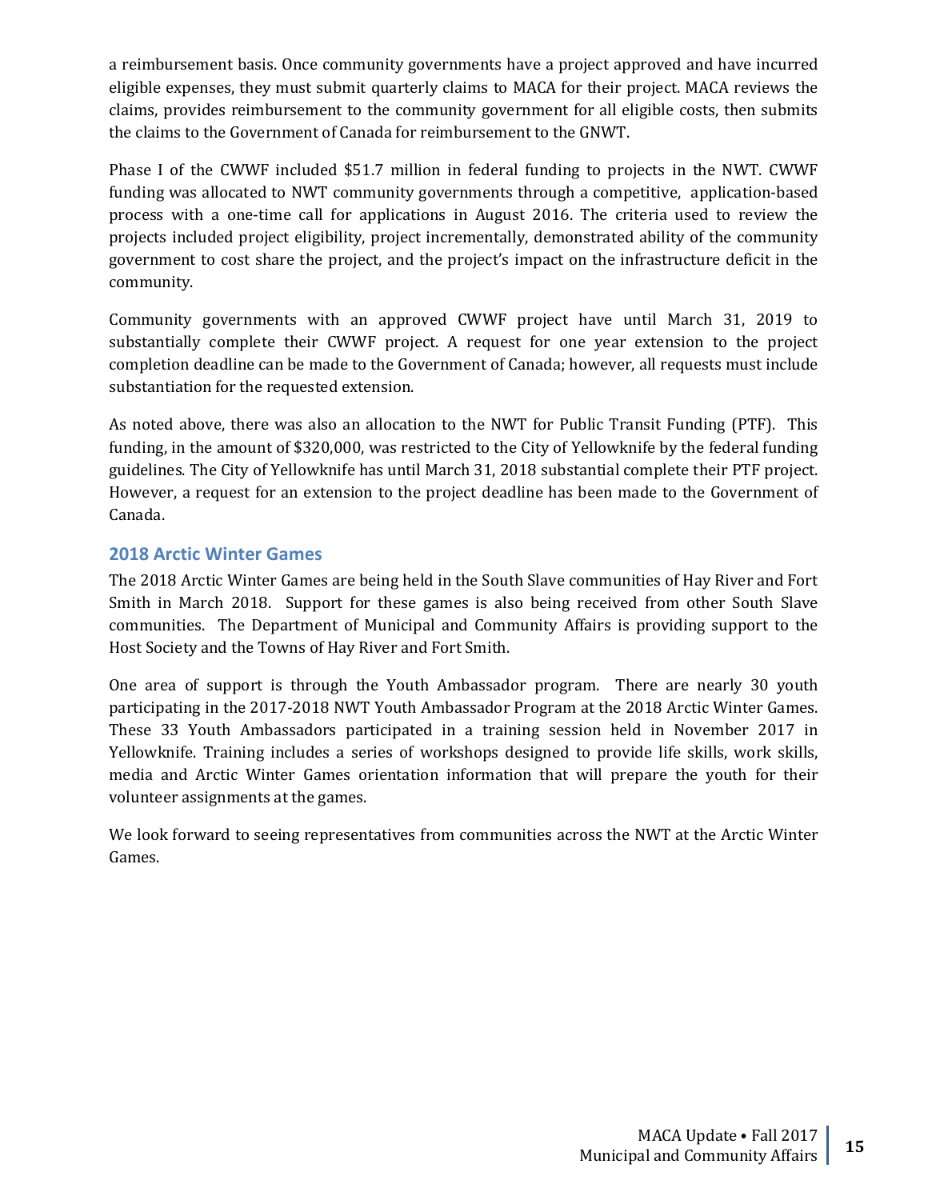a reimbursement basis. Once community governments have a project approved and have incurred eligible expenses, they must submit quarterly claims to MACA for their project. MACA reviews the claims, provides reimbursement to the community government for all eligible costs, then submits the claims to the Government of Canada for reimbursement to the GNWT.

Phase I of the CWWF included $51.7 million in federal funding to projects in the NWT. CWWF funding was allocated to NWT community governments through a competitive, application-based process with a one-time call for applications in August 2016. The criteria used to review the projects included project eligibility, project incrementally, demonstrated ability of the community government to cost share the project, and the project's impact on the infrastructure deficit in the community.

Community governments with an approved CWWF project have until March 31, 2019 to substantially complete their CWWF project. A request for one year extension to the project completion deadline can be made to the Government of Canada; however, all requests must include substantiation for the requested extension.

As noted above, there was also an allocation to the NWT for Public Transit Funding (PTF). This funding, in the amount of $320,000, was restricted to the City of Yellowknife by the federal funding guidelines. The City of Yellowknife has until March 31, 2018 substantial complete their PTF project. However, a request for an extension to the project deadline has been made to the Government of Canada.

## 2018 Arctic Winter Games

The 2018 Arctic Winter Games are being held in the South Slave communities of Hay River and Fort Smith in March 2018. Support for these games is also being received from other South Slave communities. The Department of Municipal and Community Affairs is providing support to the Host Society and the Towns of Hay River and Fort Smith.

One area of support is through the Youth Ambassador program. There are nearly 30 youth participating in the 2017-2018 NWT Youth Ambassador Program at the 2018 Arctic Winter Games. These 33 Youth Ambassadors participated in a training session held in November 2017 in Yellowknife. Training includes a series of workshops designed to provide life skills, work skills, media and Arctic Winter Games orientation information that will prepare the youth for their volunteer assignments at the games.

We look forward to seeing representatives from communities across the NWT at the Arctic Winter Games.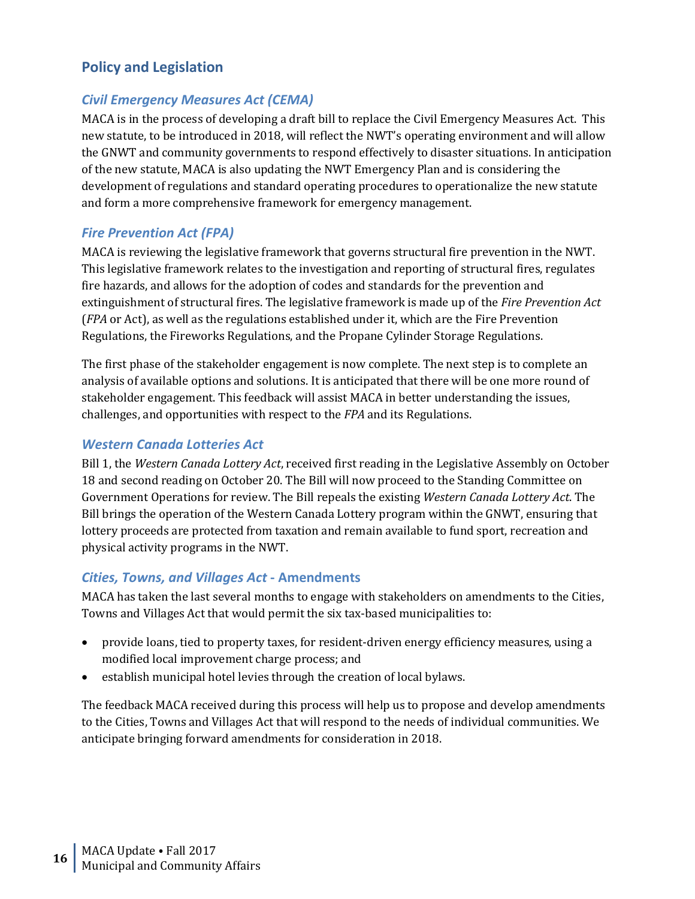## Policy and Legislation

### *Civil Emergency Measures Act (CEMA)*

MACA is in the process of developing a draft bill to replace the Civil Emergency Measures Act. This new statute, to be introduced in 2018, will reflect the NWT's operating environment and will allow the GNWT and community governments to respond effectively to disaster situations. In anticipation of the new statute, MACA is also updating the NWT Emergency Plan and is considering the development of regulations and standard operating procedures to operationalize the new statute and form a more comprehensive framework for emergency management.

### *Fire Prevention Act (FPA)*

MACA is reviewing the legislative framework that governs structural fire prevention in the NWT. This legislative framework relates to the investigation and reporting of structural fires, regulates fire hazards, and allows for the adoption of codes and standards for the prevention and extinguishment of structural fires. The legislative framework is made up of the *Fire Prevention Act* (*FPA* or Act), as well as the regulations established under it, which are the Fire Prevention Regulations, the Fireworks Regulations, and the Propane Cylinder Storage Regulations.

The first phase of the stakeholder engagement is now complete. The next step is to complete an analysis of available options and solutions. It is anticipated that there will be one more round of stakeholder engagement. This feedback will assist MACA in better understanding the issues, challenges, and opportunities with respect to the *FPA* and its Regulations.

### *Western Canada Lotteries Act*

Bill 1, the *Western Canada Lottery Act*, received first reading in the Legislative Assembly on October 18 and second reading on October 20. The Bill will now proceed to the Standing Committee on Government Operations for review. The Bill repeals the existing *Western Canada Lottery Act*. The Bill brings the operation of the Western Canada Lottery program within the GNWT, ensuring that lottery proceeds are protected from taxation and remain available to fund sport, recreation and physical activity programs in the NWT.

### *Cities, Towns, and Villages Act* - Amendments

MACA has taken the last several months to engage with stakeholders on amendments to the Cities, Towns and Villages Act that would permit the six tax-based municipalities to:

- provide loans, tied to property taxes, for resident-driven energy efficiency measures, using a modified local improvement charge process; and
- establish municipal hotel levies through the creation of local bylaws.

The feedback MACA received during this process will help us to propose and develop amendments to the Cities, Towns and Villages Act that will respond to the needs of individual communities. We anticipate bringing forward amendments for consideration in 2018.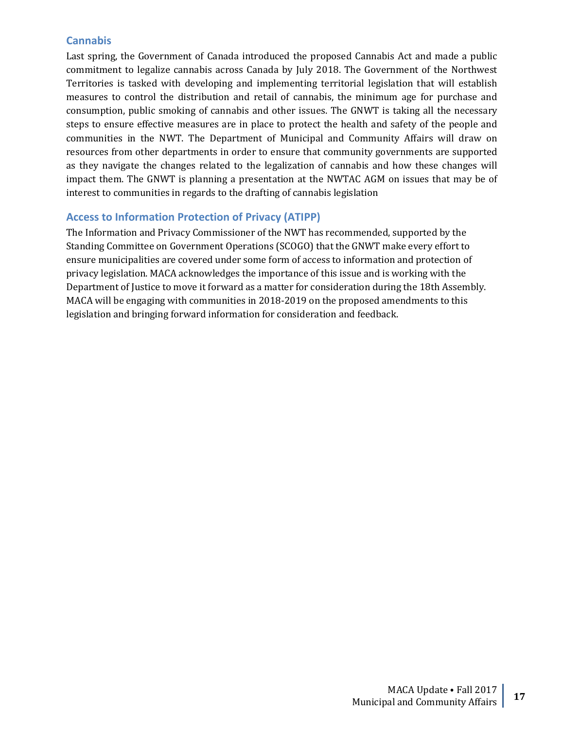## Cannabis

Last spring, the Government of Canada introduced the proposed Cannabis Act and made a public commitment to legalize cannabis across Canada by July 2018. The Government of the Northwest Territories is tasked with developing and implementing territorial legislation that will establish measures to control the distribution and retail of cannabis, the minimum age for purchase and consumption, public smoking of cannabis and other issues. The GNWT is taking all the necessary steps to ensure effective measures are in place to protect the health and safety of the people and communities in the NWT. The Department of Municipal and Community Affairs will draw on resources from other departments in order to ensure that community governments are supported as they navigate the changes related to the legalization of cannabis and how these changes will impact them. The GNWT is planning a presentation at the NWTAC AGM on issues that may be of interest to communities in regards to the drafting of cannabis legislation

## Access to Information Protection of Privacy (ATIPP)

The Information and Privacy Commissioner of the NWT has recommended, supported by the Standing Committee on Government Operations (SCOGO) that the GNWT make every effort to ensure municipalities are covered under some form of access to information and protection of privacy legislation. MACA acknowledges the importance of this issue and is working with the Department of Justice to move it forward as a matter for consideration during the 18th Assembly. MACA will be engaging with communities in 2018-2019 on the proposed amendments to this legislation and bringing forward information for consideration and feedback.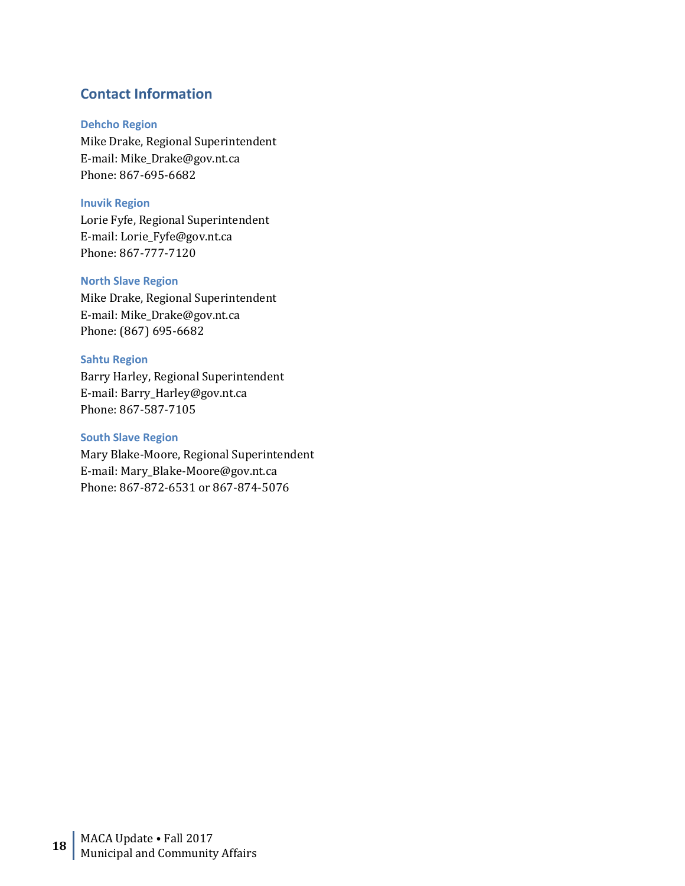## Contact Information

### Dehcho Region

Mike Drake, Regional Superintendent
E-mail: Mike_Drake@gov.nt.ca
Phone: 867-695-6682

### Inuvik Region

Lorie Fyfe, Regional Superintendent
E-mail: Lorie_Fyfe@gov.nt.ca
Phone: 867-777-7120

### North Slave Region

Mike Drake, Regional Superintendent
E-mail: Mike_Drake@gov.nt.ca
Phone: (867) 695-6682

### Sahtu Region

Barry Harley, Regional Superintendent
E-mail: Barry_Harley@gov.nt.ca
Phone: 867-587-7105

### South Slave Region

Mary Blake-Moore, Regional Superintendent
E-mail: Mary_Blake-Moore@gov.nt.ca
Phone: 867-872-6531 or 867-874-5076